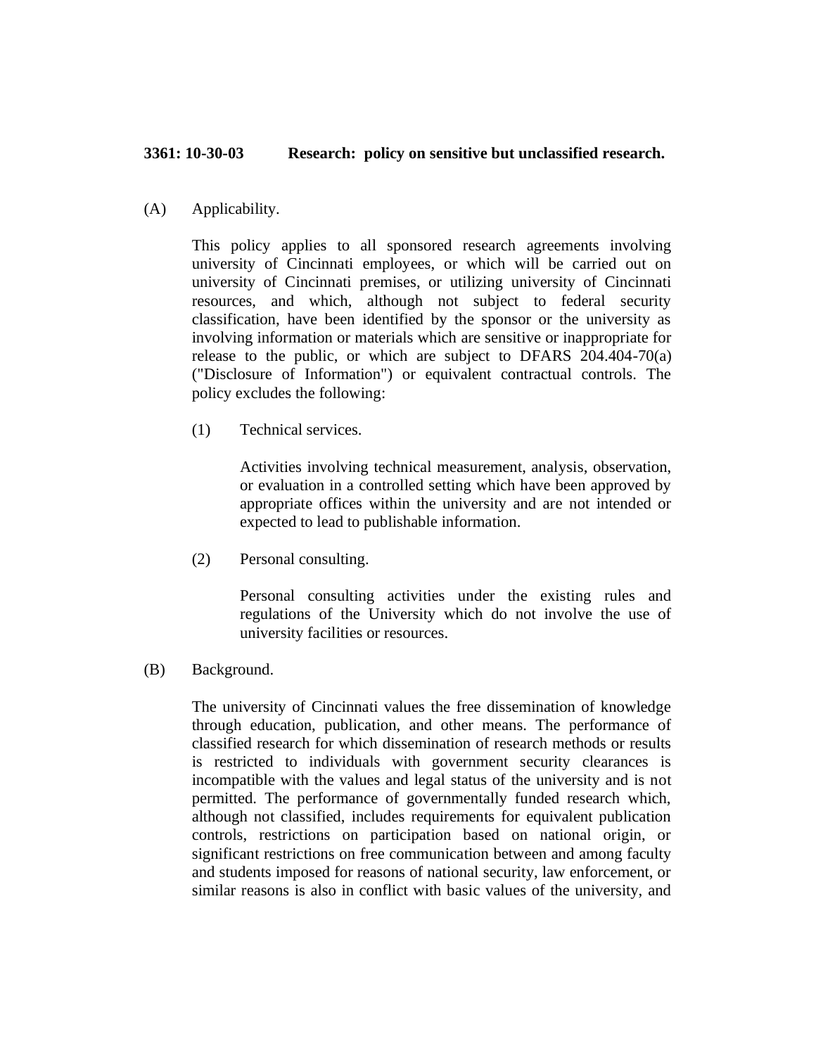**3361: 10-30-03 Research: policy on sensitive but unclassified research.**

(A) Applicability.

This policy applies to all sponsored research agreements involving university of Cincinnati employees, or which will be carried out on university of Cincinnati premises, or utilizing university of Cincinnati resources, and which, although not subject to federal security classification, have been identified by the sponsor or the university as involving information or materials which are sensitive or inappropriate for release to the public, or which are subject to DFARS 204.404-70(a) ("Disclosure of Information") or equivalent contractual controls. The policy excludes the following:

(1) Technical services.

Activities involving technical measurement, analysis, observation, or evaluation in a controlled setting which have been approved by appropriate offices within the university and are not intended or expected to lead to publishable information.

(2) Personal consulting.

Personal consulting activities under the existing rules and regulations of the University which do not involve the use of university facilities or resources.

(B) Background.

The university of Cincinnati values the free dissemination of knowledge through education, publication, and other means. The performance of classified research for which dissemination of research methods or results is restricted to individuals with government security clearances is incompatible with the values and legal status of the university and is not permitted. The performance of governmentally funded research which, although not classified, includes requirements for equivalent publication controls, restrictions on participation based on national origin, or significant restrictions on free communication between and among faculty and students imposed for reasons of national security, law enforcement, or similar reasons is also in conflict with basic values of the university, and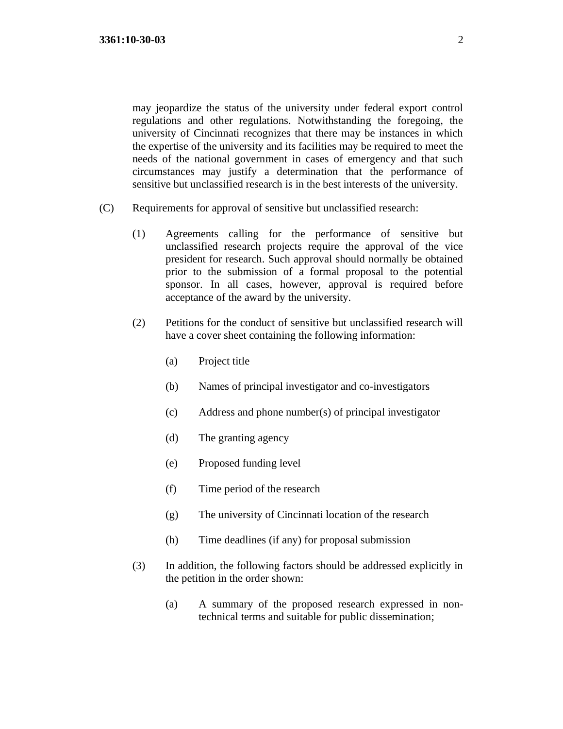may jeopardize the status of the university under federal export control regulations and other regulations. Notwithstanding the foregoing, the university of Cincinnati recognizes that there may be instances in which the expertise of the university and its facilities may be required to meet the needs of the national government in cases of emergency and that such circumstances may justify a determination that the performance of sensitive but unclassified research is in the best interests of the university.

(C) Requirements for approval of sensitive but unclassified research:

(1) Agreements calling for the performance of sensitive but unclassified research projects require the approval of the vice president for research. Such approval should normally be obtained prior to the submission of a formal proposal to the potential sponsor. In all cases, however, approval is required before acceptance of the award by the university.

(2) Petitions for the conduct of sensitive but unclassified research will have a cover sheet containing the following information:

(a) Project title

(b) Names of principal investigator and co-investigators

(c) Address and phone number(s) of principal investigator

(d) The granting agency

(e) Proposed funding level

(f) Time period of the research

(g) The university of Cincinnati location of the research

(h) Time deadlines (if any) for proposal submission

(3) In addition, the following factors should be addressed explicitly in the petition in the order shown:

(a) A summary of the proposed research expressed in non-technical terms and suitable for public dissemination;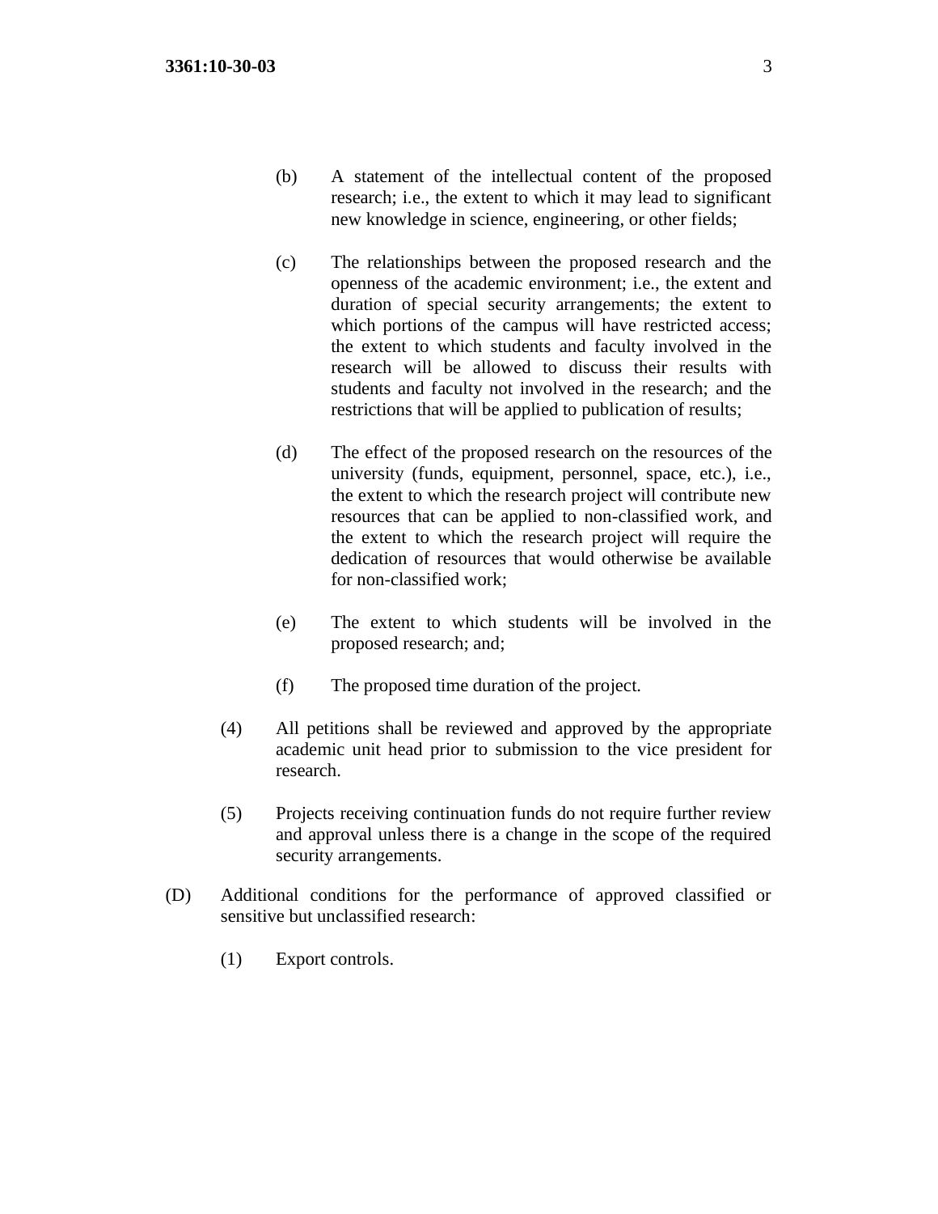(b) A statement of the intellectual content of the proposed research; i.e., the extent to which it may lead to significant new knowledge in science, engineering, or other fields;

(c) The relationships between the proposed research and the openness of the academic environment; i.e., the extent and duration of special security arrangements; the extent to which portions of the campus will have restricted access; the extent to which students and faculty involved in the research will be allowed to discuss their results with students and faculty not involved in the research; and the restrictions that will be applied to publication of results;

(d) The effect of the proposed research on the resources of the university (funds, equipment, personnel, space, etc.), i.e., the extent to which the research project will contribute new resources that can be applied to non-classified work, and the extent to which the research project will require the dedication of resources that would otherwise be available for non-classified work;

(e) The extent to which students will be involved in the proposed research; and;

(f) The proposed time duration of the project.

(4) All petitions shall be reviewed and approved by the appropriate academic unit head prior to submission to the vice president for research.

(5) Projects receiving continuation funds do not require further review and approval unless there is a change in the scope of the required security arrangements.

(D) Additional conditions for the performance of approved classified or sensitive but unclassified research:

(1) Export controls.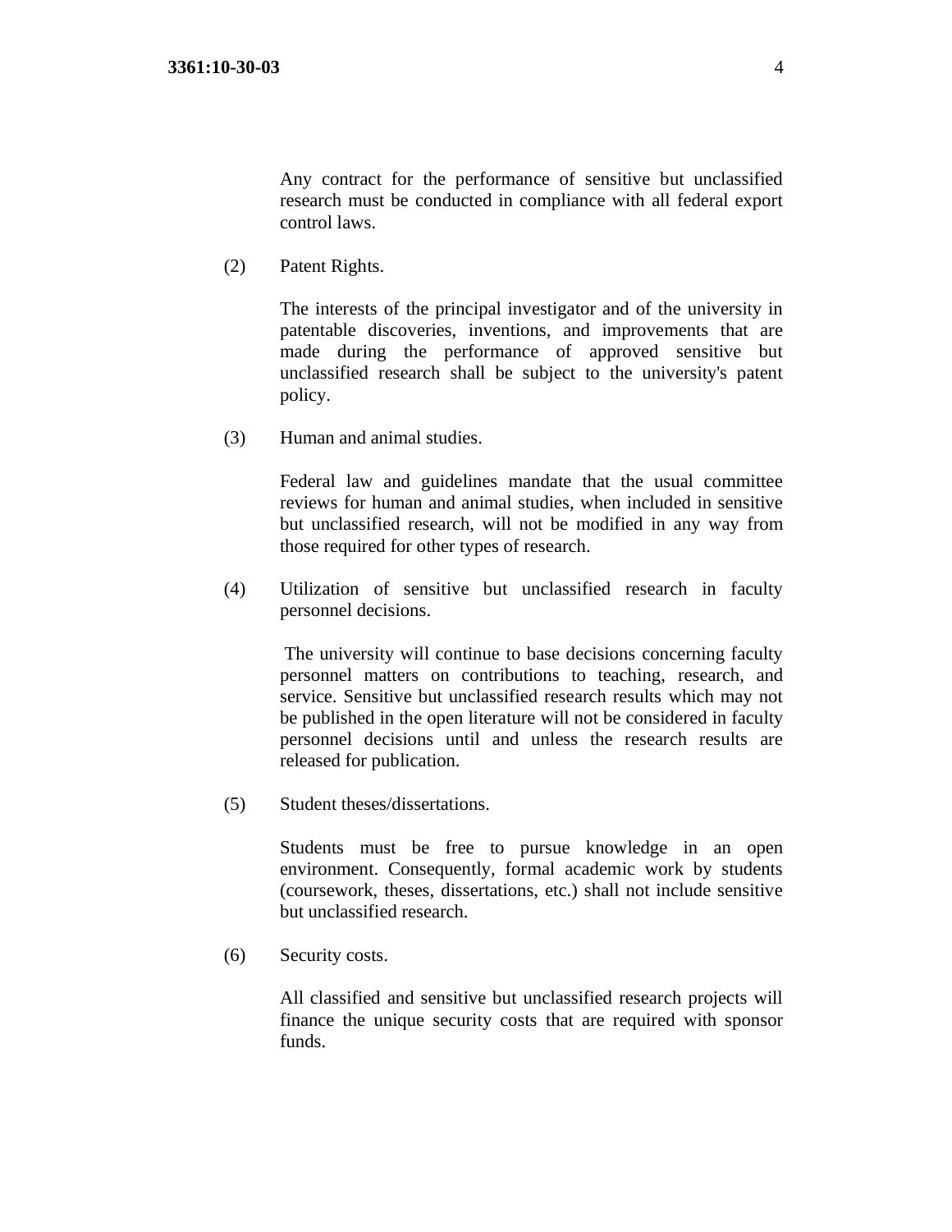Any contract for the performance of sensitive but unclassified research must be conducted in compliance with all federal export control laws.

(2) Patent Rights.

The interests of the principal investigator and of the university in patentable discoveries, inventions, and improvements that are made during the performance of approved sensitive but unclassified research shall be subject to the university's patent policy.

(3) Human and animal studies.

Federal law and guidelines mandate that the usual committee reviews for human and animal studies, when included in sensitive but unclassified research, will not be modified in any way from those required for other types of research.

(4) Utilization of sensitive but unclassified research in faculty personnel decisions.

The university will continue to base decisions concerning faculty personnel matters on contributions to teaching, research, and service. Sensitive but unclassified research results which may not be published in the open literature will not be considered in faculty personnel decisions until and unless the research results are released for publication.

(5) Student theses/dissertations.

Students must be free to pursue knowledge in an open environment. Consequently, formal academic work by students (coursework, theses, dissertations, etc.) shall not include sensitive but unclassified research.

(6) Security costs.

All classified and sensitive but unclassified research projects will finance the unique security costs that are required with sponsor funds.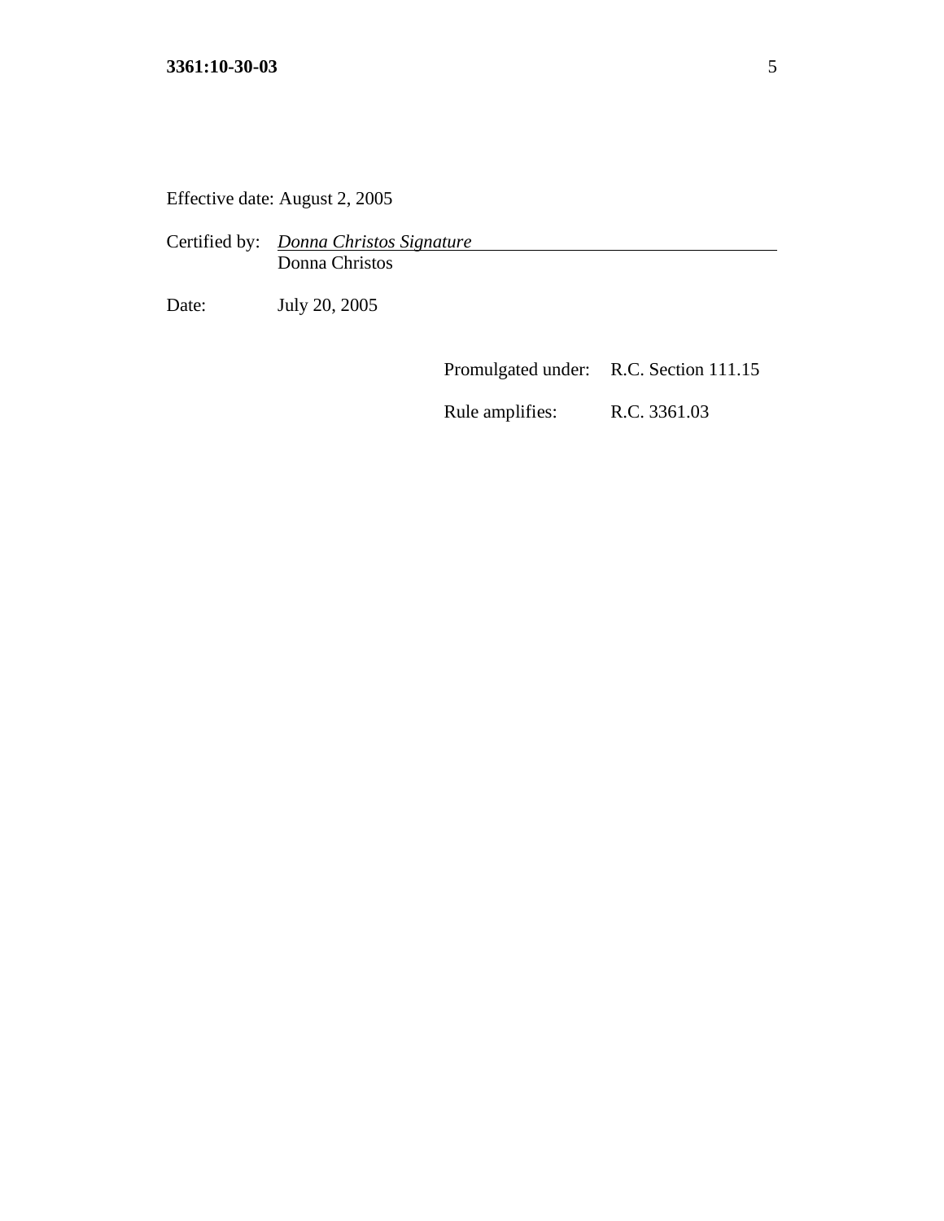Effective date: August 2, 2005

Certified by: *Donna Christos Signature*
Donna Christos

Date: July 20, 2005

Promulgated under: R.C. Section 111.15

Rule amplifies: R.C. 3361.03